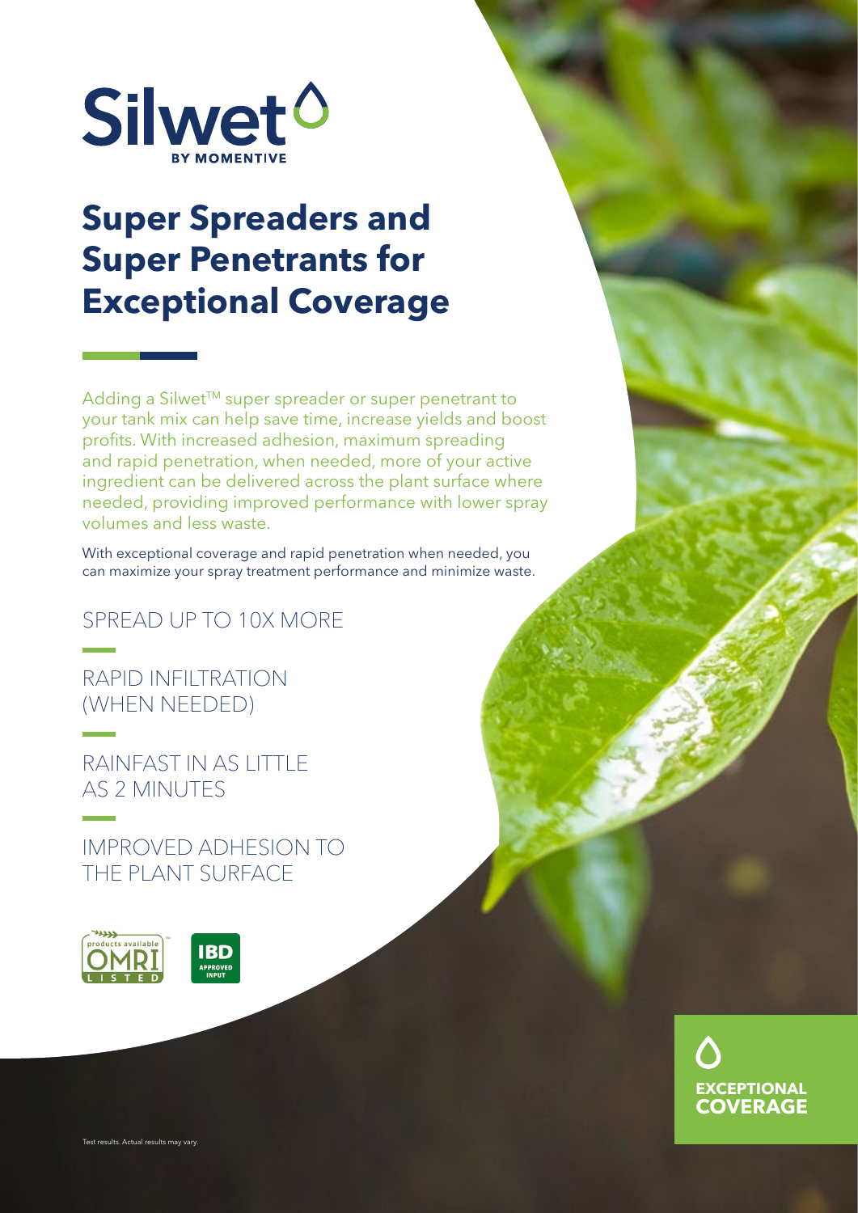Silwet

BY MOMENTIVE

# Super Spreaders and Super Penetrants for Exceptional Coverage

Adding a Silwet™ super spreader or super penetrant to your tank mix can help save time, increase yields and boost profits. With increased adhesion, maximum spreading and rapid penetration, when needed, more of your active ingredient can be delivered across the plant surface where needed, providing improved performance with lower spray volumes and less waste.

With exceptional coverage and rapid penetration when needed, you can maximize your spray treatment performance and minimize waste.

SPREAD UP TO 10X MORE

RAPID INFILTRATION (WHEN NEEDED)

RAINFAST IN AS LITTLE AS 2 MINUTES

IMPROVED ADHESION TO THE PLANT SURFACE

products available OMRI LISTED

IBD APPROVED INPUT

**EXCEPTIONAL COVERAGE**

Test results. Actual results may vary.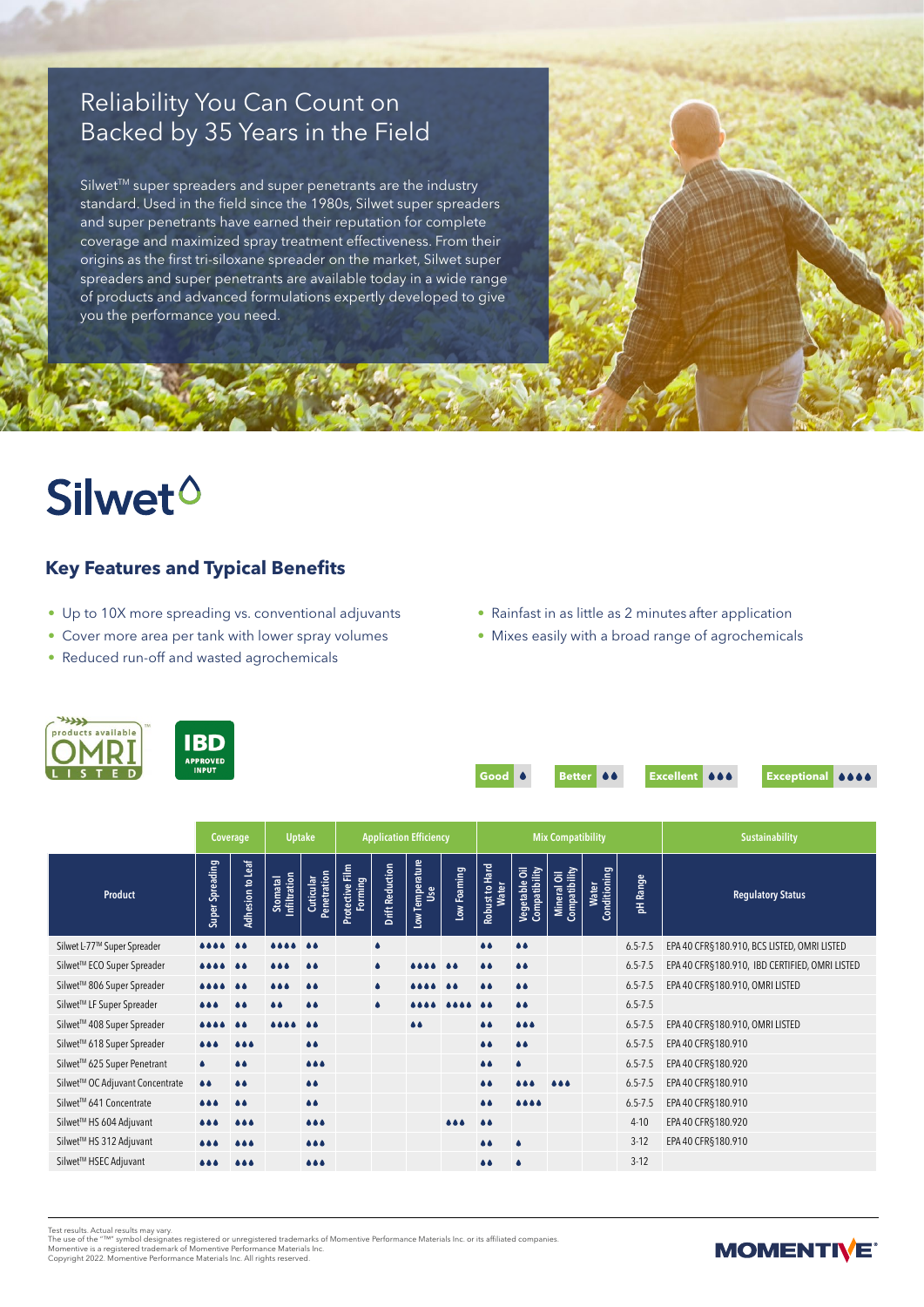# Reliability You Can Count on
# Backed by 35 Years in the Field

Silwet™ super spreaders and super penetrants are the industry standard. Used in the field since the 1980s, Silwet super spreaders and super penetrants have earned their reputation for complete coverage and maximized spray treatment effectiveness. From their origins as the first tri-siloxane spreader on the market, Silwet super spreaders and super penetrants are available today in a wide range of products and advanced formulations expertly developed to give you the performance you need.

# Silwet

## Key Features and Typical Benefits

- Up to 10X more spreading vs. conventional adjuvants
- Cover more area per tank with lower spray volumes
- Reduced run-off and wasted agrochemicals
- Rainfast in as little as 2 minutes after application
- Mixes easily with a broad range of agrochemicals

products available OMRI LISTED

IBD APPROVED INPUT

Good ● | Better ●● | Excellent ●●● | Exceptional ●●●●

| | Coverage | | Uptake | | Application Efficiency | | | | Mix Compatibility | | | | | Sustainability |
|---|---|---|---|---|---|---|---|---|---|---|---|---|---|---|
| Product | Super Spreading | Adhesion to Leaf | Stomatal Infiltration | Cuticular Penetration | Protective Film Forming | Drift Reduction | Low Temperature Use | Low Foaming | Robust to Hard Water | Vegetable Oil Compatibility | Mineral Oil Compatibility | Water Conditioning | pH Range | Regulatory Status |
| Silwet L-77™ Super Spreader | ●●●● | ●● | ●●●● | ●● | | ● | | | ●● | ●● | | | 6.5-7.5 | EPA 40 CFR§180.910, BCS LISTED, OMRI LISTED |
| Silwet™ ECO Super Spreader | ●●●● | ●● | ●●● | ●● | | ● | ●●●● | ●● | ●● | ●● | | | 6.5-7.5 | EPA 40 CFR§180.910, IBD CERTIFIED, OMRI LISTED |
| Silwet™ 806 Super Spreader | ●●●● | ●● | ●●● | ●● | | ● | ●●●● | ●● | ●● | ●● | | | 6.5-7.5 | EPA 40 CFR§180.910, OMRI LISTED |
| Silwet™ LF Super Spreader | ●●● | ●● | ●● | ●● | | ● | ●●●● | ●●●● | ●● | ●● | | | 6.5-7.5 | |
| Silwet™ 408 Super Spreader | ●●●● | ●● | ●●●● | ●● | | | ●● | | ●● | ●●● | | | 6.5-7.5 | EPA 40 CFR§180.910, OMRI LISTED |
| Silwet™ 618 Super Spreader | ●●● | ●●● | | ●● | | | | | ●● | ●● | | | 6.5-7.5 | EPA 40 CFR§180.910 |
| Silwet™ 625 Super Penetrant | ● | ●● | | ●●● | | | | | ●● | ● | | | 6.5-7.5 | EPA 40 CFR§180.920 |
| Silwet™ OC Adjuvant Concentrate | ●● | ●● | | ●● | | | | | ●● | ●●● | ●●● | | 6.5-7.5 | EPA 40 CFR§180.910 |
| Silwet™ 641 Concentrate | ●●● | ●● | | ●● | | | | | ●● | ●●●● | | | 6.5-7.5 | EPA 40 CFR§180.910 |
| Silwet™ HS 604 Adjuvant | ●●● | ●●● | | ●●● | | | | ●●● | ●● | | | | 4-10 | EPA 40 CFR§180.920 |
| Silwet™ HS 312 Adjuvant | ●●● | ●●● | | ●●● | | | | | ●● | ● | | | 3-12 | EPA 40 CFR§180.910 |
| Silwet™ HSEC Adjuvant | ●●● | ●●● | | ●●● | | | | | ●● | ● | | | 3-12 | |

Test results. Actual results may vary.
The use of the "™" symbol designates registered or unregistered trademarks of Momentive Performance Materials Inc. or its affiliated companies.
Momentive is a registered trademark of Momentive Performance Materials Inc.
Copyright 2022. Momentive Performance Materials Inc. All rights reserved.

MOMENTIVE®